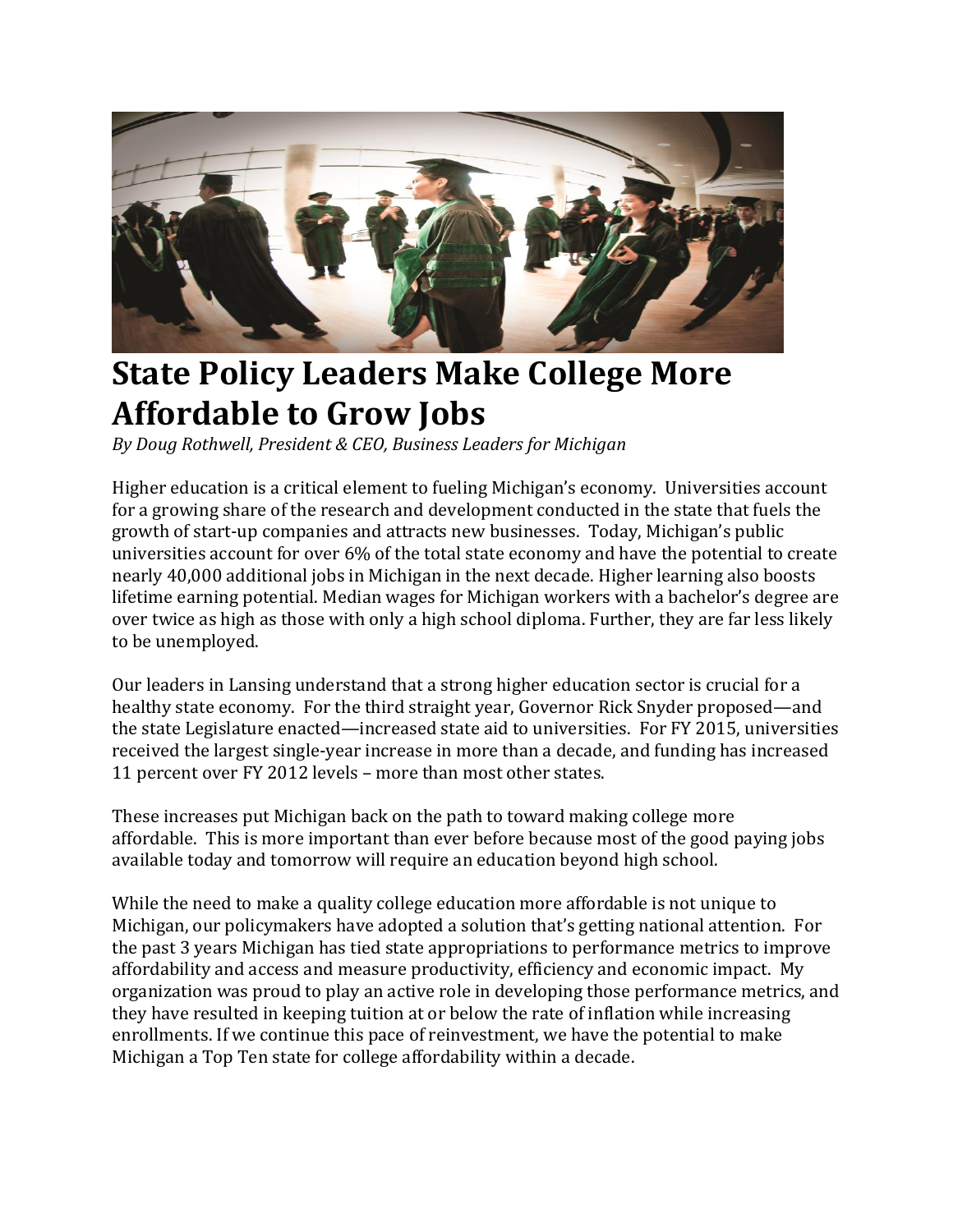# State Policy Leaders Make College More Affordable to Grow Jobs

*By Doug Rothwell, President & CEO, Business Leaders for Michigan*

Higher education is a critical element to fueling Michigan's economy. Universities account for a growing share of the research and development conducted in the state that fuels the growth of start-up companies and attracts new businesses. Today, Michigan's public universities account for over 6% of the total state economy and have the potential to create nearly 40,000 additional jobs in Michigan in the next decade. Higher learning also boosts lifetime earning potential. Median wages for Michigan workers with a bachelor's degree are over twice as high as those with only a high school diploma. Further, they are far less likely to be unemployed.

Our leaders in Lansing understand that a strong higher education sector is crucial for a healthy state economy. For the third straight year, Governor Rick Snyder proposed—and the state Legislature enacted—increased state aid to universities. For FY 2015, universities received the largest single-year increase in more than a decade, and funding has increased 11 percent over FY 2012 levels – more than most other states.

These increases put Michigan back on the path to toward making college more affordable. This is more important than ever before because most of the good paying jobs available today and tomorrow will require an education beyond high school.

While the need to make a quality college education more affordable is not unique to Michigan, our policymakers have adopted a solution that's getting national attention. For the past 3 years Michigan has tied state appropriations to performance metrics to improve affordability and access and measure productivity, efficiency and economic impact. My organization was proud to play an active role in developing those performance metrics, and they have resulted in keeping tuition at or below the rate of inflation while increasing enrollments. If we continue this pace of reinvestment, we have the potential to make Michigan a Top Ten state for college affordability within a decade.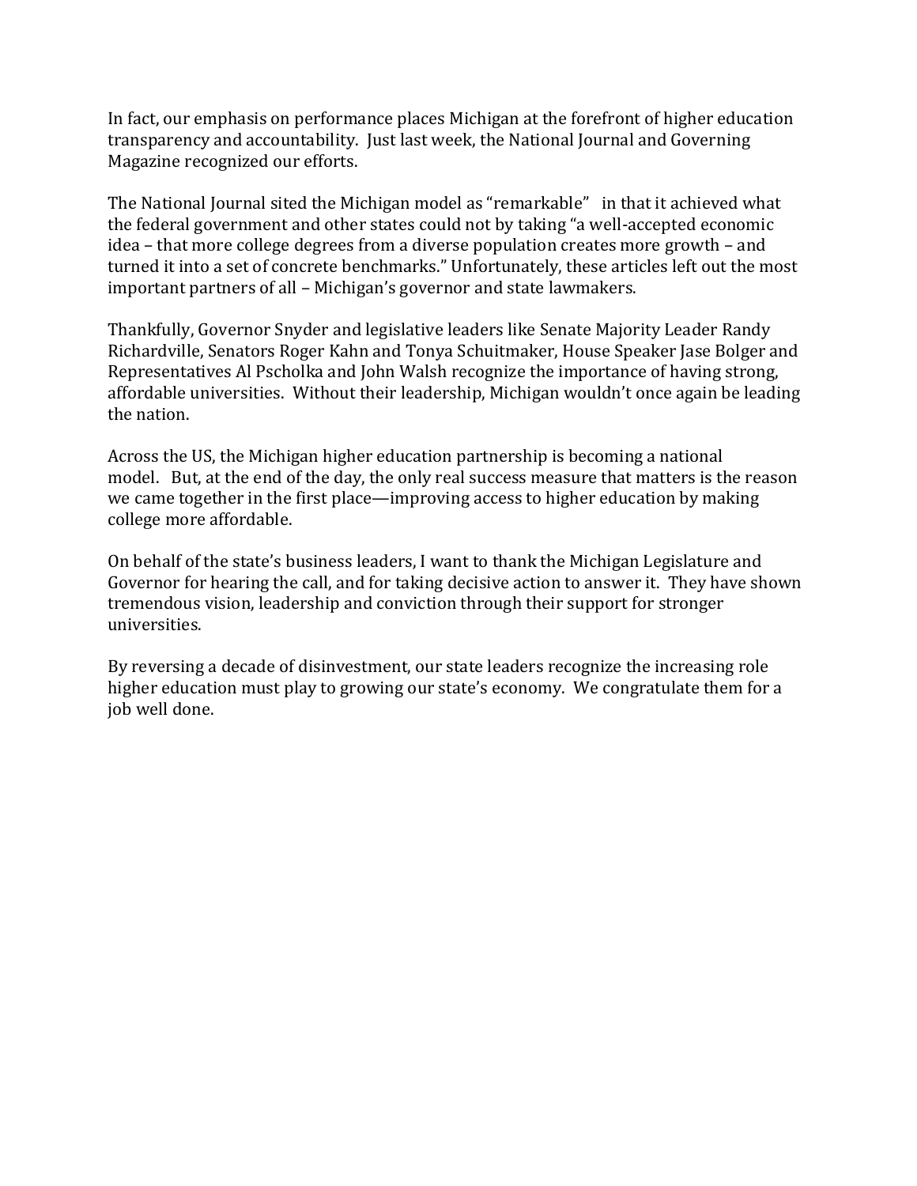In fact, our emphasis on performance places Michigan at the forefront of higher education transparency and accountability. Just last week, the National Journal and Governing Magazine recognized our efforts.

The National Journal sited the Michigan model as "remarkable" in that it achieved what the federal government and other states could not by taking "a well-accepted economic idea – that more college degrees from a diverse population creates more growth – and turned it into a set of concrete benchmarks." Unfortunately, these articles left out the most important partners of all – Michigan's governor and state lawmakers.

Thankfully, Governor Snyder and legislative leaders like Senate Majority Leader Randy Richardville, Senators Roger Kahn and Tonya Schuitmaker, House Speaker Jase Bolger and Representatives Al Pscholka and John Walsh recognize the importance of having strong, affordable universities. Without their leadership, Michigan wouldn't once again be leading the nation.

Across the US, the Michigan higher education partnership is becoming a national model. But, at the end of the day, the only real success measure that matters is the reason we came together in the first place—improving access to higher education by making college more affordable.

On behalf of the state's business leaders, I want to thank the Michigan Legislature and Governor for hearing the call, and for taking decisive action to answer it. They have shown tremendous vision, leadership and conviction through their support for stronger universities.

By reversing a decade of disinvestment, our state leaders recognize the increasing role higher education must play to growing our state's economy. We congratulate them for a job well done.